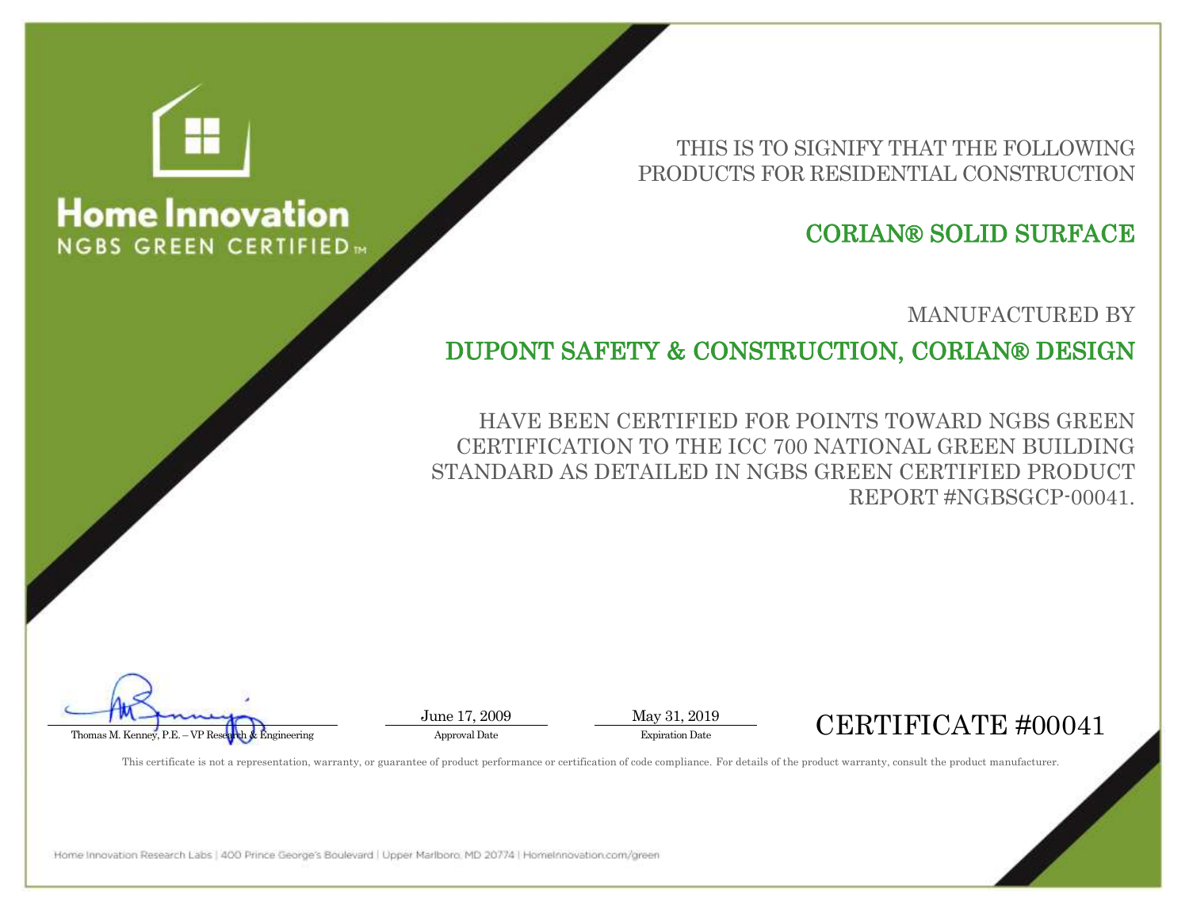# Home Innovation

NGBS GREEN CERTIFIED™

THIS IS TO SIGNIFY THAT THE FOLLOWING PRODUCTS FOR RESIDENTIAL CONSTRUCTION

## CORIAN® SOLID SURFACE

MANUFACTURED BY

## DUPONT SAFETY & CONSTRUCTION, CORIAN® DESIGN

HAVE BEEN CERTIFIED FOR POINTS TOWARD NGBS GREEN CERTIFICATION TO THE ICC 700 NATIONAL GREEN BUILDING STANDARD AS DETAILED IN NGBS GREEN CERTIFIED PRODUCT REPORT #NGBSGCP-00041.

Thomas M. Kenney, P.E. – VP Research & Engineering

June 17, 2009
Approval Date

May 31, 2019
Expiration Date

CERTIFICATE #00041

This certificate is not a representation, warranty, or guarantee of product performance or certification of code compliance. For details of the product warranty, consult the product manufacturer.

Home Innovation Research Labs | 400 Prince George's Boulevard | Upper Marlboro, MD 20774 | HomeInnovation.com/green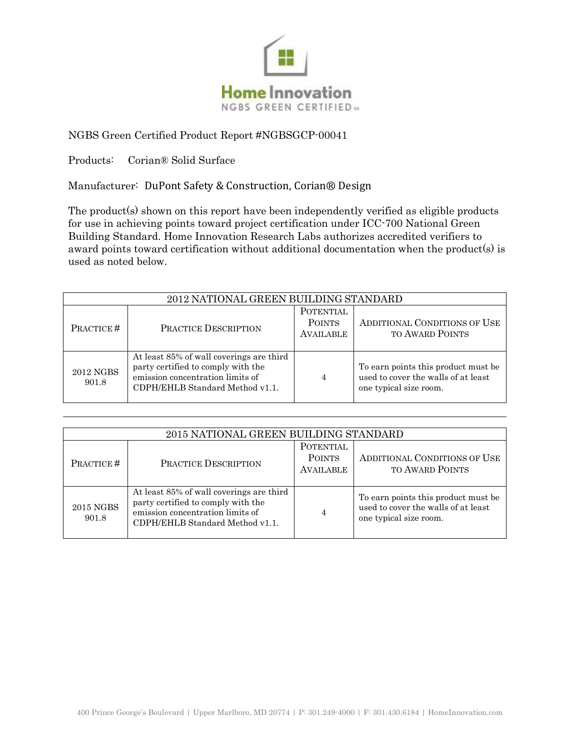Home Innovation
NGBS GREEN CERTIFIED™

NGBS Green Certified Product Report #NGBSGCP-00041

Products: Corian® Solid Surface

Manufacturer: DuPont Safety & Construction, Corian® Design

The product(s) shown on this report have been independently verified as eligible products for use in achieving points toward project certification under ICC-700 National Green Building Standard. Home Innovation Research Labs authorizes accredited verifiers to award points toward certification without additional documentation when the product(s) is used as noted below.

| 2012 NATIONAL GREEN BUILDING STANDARD | | | |
|---|---|---|---|
| PRACTICE # | PRACTICE DESCRIPTION | POTENTIAL POINTS AVAILABLE | ADDITIONAL CONDITIONS OF USE TO AWARD POINTS |
| 2012 NGBS 901.8 | At least 85% of wall coverings are third party certified to comply with the emission concentration limits of CDPH/EHLB Standard Method v1.1. | 4 | To earn points this product must be used to cover the walls of at least one typical size room. |

| 2015 NATIONAL GREEN BUILDING STANDARD | | | |
|---|---|---|---|
| PRACTICE # | PRACTICE DESCRIPTION | POTENTIAL POINTS AVAILABLE | ADDITIONAL CONDITIONS OF USE TO AWARD POINTS |
| 2015 NGBS 901.8 | At least 85% of wall coverings are third party certified to comply with the emission concentration limits of CDPH/EHLB Standard Method v1.1. | 4 | To earn points this product must be used to cover the walls of at least one typical size room. |

400 Prince George's Boulevard | Upper Marlboro, MD 20774 | P: 301.249-4000 | F: 301.430.6184 | HomeInnovation.com